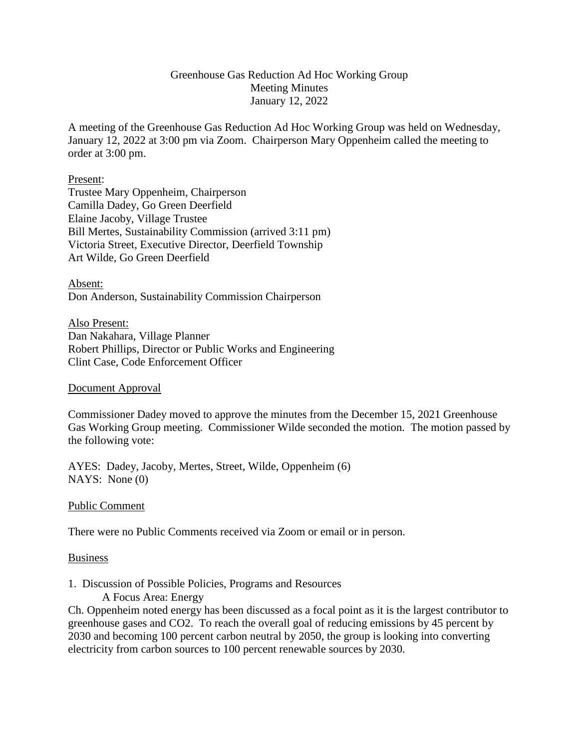# Greenhouse Gas Reduction Ad Hoc Working Group
## Meeting Minutes
## January 12, 2022

A meeting of the Greenhouse Gas Reduction Ad Hoc Working Group was held on Wednesday, January 12, 2022 at 3:00 pm via Zoom. Chairperson Mary Oppenheim called the meeting to order at 3:00 pm.

Present:
Trustee Mary Oppenheim, Chairperson
Camilla Dadey, Go Green Deerfield
Elaine Jacoby, Village Trustee
Bill Mertes, Sustainability Commission (arrived 3:11 pm)
Victoria Street, Executive Director, Deerfield Township
Art Wilde, Go Green Deerfield

Absent:
Don Anderson, Sustainability Commission Chairperson

Also Present:
Dan Nakahara, Village Planner
Robert Phillips, Director or Public Works and Engineering
Clint Case, Code Enforcement Officer

Document Approval

Commissioner Dadey moved to approve the minutes from the December 15, 2021 Greenhouse Gas Working Group meeting. Commissioner Wilde seconded the motion. The motion passed by the following vote:

AYES: Dadey, Jacoby, Mertes, Street, Wilde, Oppenheim (6)
NAYS: None (0)

Public Comment

There were no Public Comments received via Zoom or email or in person.

Business

1. Discussion of Possible Policies, Programs and Resources
   A Focus Area: Energy

Ch. Oppenheim noted energy has been discussed as a focal point as it is the largest contributor to greenhouse gases and $CO_2$. To reach the overall goal of reducing emissions by 45 percent by 2030 and becoming 100 percent carbon neutral by 2050, the group is looking into converting electricity from carbon sources to 100 percent renewable sources by 2030.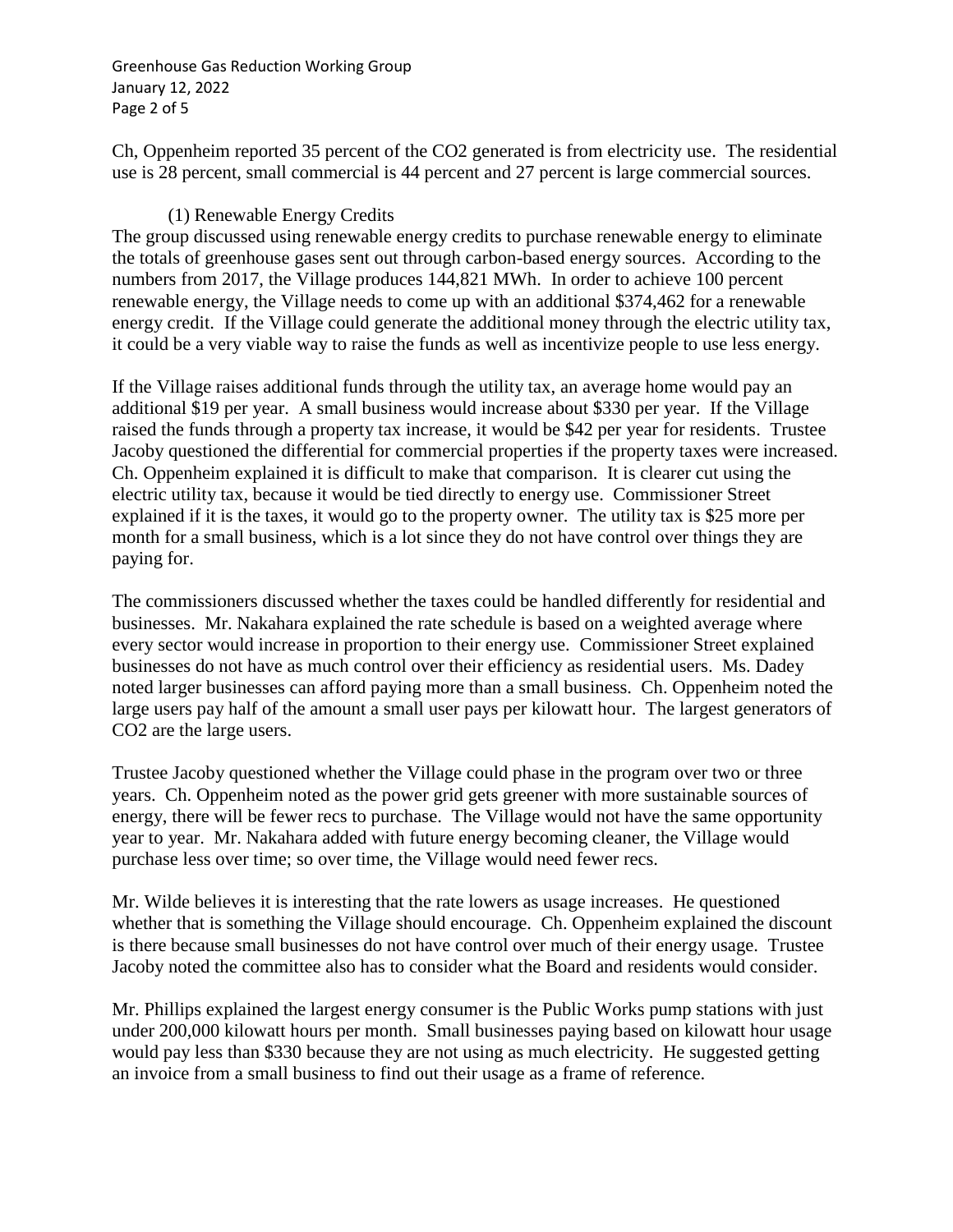Ch, Oppenheim reported 35 percent of the $CO_2$ generated is from electricity use. The residential use is 28 percent, small commercial is 44 percent and 27 percent is large commercial sources.

(1) Renewable Energy Credits

The group discussed using renewable energy credits to purchase renewable energy to eliminate the totals of greenhouse gases sent out through carbon-based energy sources. According to the numbers from 2017, the Village produces 144,821 MWh. In order to achieve 100 percent renewable energy, the Village needs to come up with an additional $374,462 for a renewable energy credit. If the Village could generate the additional money through the electric utility tax, it could be a very viable way to raise the funds as well as incentivize people to use less energy.

If the Village raises additional funds through the utility tax, an average home would pay an additional $19 per year. A small business would increase about $330 per year. If the Village raised the funds through a property tax increase, it would be $42 per year for residents. Trustee Jacoby questioned the differential for commercial properties if the property taxes were increased. Ch. Oppenheim explained it is difficult to make that comparison. It is clearer cut using the electric utility tax, because it would be tied directly to energy use. Commissioner Street explained if it is the taxes, it would go to the property owner. The utility tax is $25 more per month for a small business, which is a lot since they do not have control over things they are paying for.

The commissioners discussed whether the taxes could be handled differently for residential and businesses. Mr. Nakahara explained the rate schedule is based on a weighted average where every sector would increase in proportion to their energy use. Commissioner Street explained businesses do not have as much control over their efficiency as residential users. Ms. Dadey noted larger businesses can afford paying more than a small business. Ch. Oppenheim noted the large users pay half of the amount a small user pays per kilowatt hour. The largest generators of $CO_2$ are the large users.

Trustee Jacoby questioned whether the Village could phase in the program over two or three years. Ch. Oppenheim noted as the power grid gets greener with more sustainable sources of energy, there will be fewer recs to purchase. The Village would not have the same opportunity year to year. Mr. Nakahara added with future energy becoming cleaner, the Village would purchase less over time; so over time, the Village would need fewer recs.

Mr. Wilde believes it is interesting that the rate lowers as usage increases. He questioned whether that is something the Village should encourage. Ch. Oppenheim explained the discount is there because small businesses do not have control over much of their energy usage. Trustee Jacoby noted the committee also has to consider what the Board and residents would consider.

Mr. Phillips explained the largest energy consumer is the Public Works pump stations with just under 200,000 kilowatt hours per month. Small businesses paying based on kilowatt hour usage would pay less than $330 because they are not using as much electricity. He suggested getting an invoice from a small business to find out their usage as a frame of reference.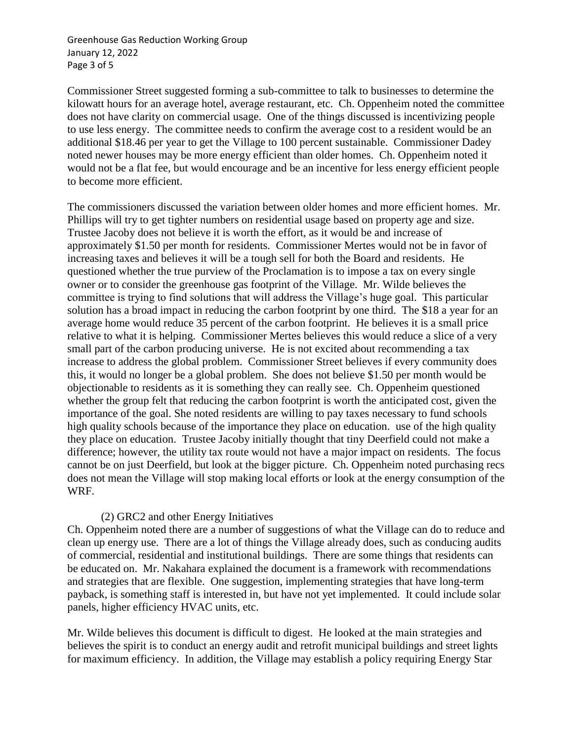Commissioner Street suggested forming a sub-committee to talk to businesses to determine the kilowatt hours for an average hotel, average restaurant, etc. Ch. Oppenheim noted the committee does not have clarity on commercial usage. One of the things discussed is incentivizing people to use less energy. The committee needs to confirm the average cost to a resident would be an additional $18.46 per year to get the Village to 100 percent sustainable. Commissioner Dadey noted newer houses may be more energy efficient than older homes. Ch. Oppenheim noted it would not be a flat fee, but would encourage and be an incentive for less energy efficient people to become more efficient.

The commissioners discussed the variation between older homes and more efficient homes. Mr. Phillips will try to get tighter numbers on residential usage based on property age and size. Trustee Jacoby does not believe it is worth the effort, as it would be and increase of approximately $1.50 per month for residents. Commissioner Mertes would not be in favor of increasing taxes and believes it will be a tough sell for both the Board and residents. He questioned whether the true purview of the Proclamation is to impose a tax on every single owner or to consider the greenhouse gas footprint of the Village. Mr. Wilde believes the committee is trying to find solutions that will address the Village's huge goal. This particular solution has a broad impact in reducing the carbon footprint by one third. The $18 a year for an average home would reduce 35 percent of the carbon footprint. He believes it is a small price relative to what it is helping. Commissioner Mertes believes this would reduce a slice of a very small part of the carbon producing universe. He is not excited about recommending a tax increase to address the global problem. Commissioner Street believes if every community does this, it would no longer be a global problem. She does not believe $1.50 per month would be objectionable to residents as it is something they can really see. Ch. Oppenheim questioned whether the group felt that reducing the carbon footprint is worth the anticipated cost, given the importance of the goal. She noted residents are willing to pay taxes necessary to fund schools high quality schools because of the importance they place on education. use of the high quality they place on education. Trustee Jacoby initially thought that tiny Deerfield could not make a difference; however, the utility tax route would not have a major impact on residents. The focus cannot be on just Deerfield, but look at the bigger picture. Ch. Oppenheim noted purchasing recs does not mean the Village will stop making local efforts or look at the energy consumption of the WRF.

(2) GRC2 and other Energy Initiatives

Ch. Oppenheim noted there are a number of suggestions of what the Village can do to reduce and clean up energy use. There are a lot of things the Village already does, such as conducing audits of commercial, residential and institutional buildings. There are some things that residents can be educated on. Mr. Nakahara explained the document is a framework with recommendations and strategies that are flexible. One suggestion, implementing strategies that have long-term payback, is something staff is interested in, but have not yet implemented. It could include solar panels, higher efficiency HVAC units, etc.

Mr. Wilde believes this document is difficult to digest. He looked at the main strategies and believes the spirit is to conduct an energy audit and retrofit municipal buildings and street lights for maximum efficiency. In addition, the Village may establish a policy requiring Energy Star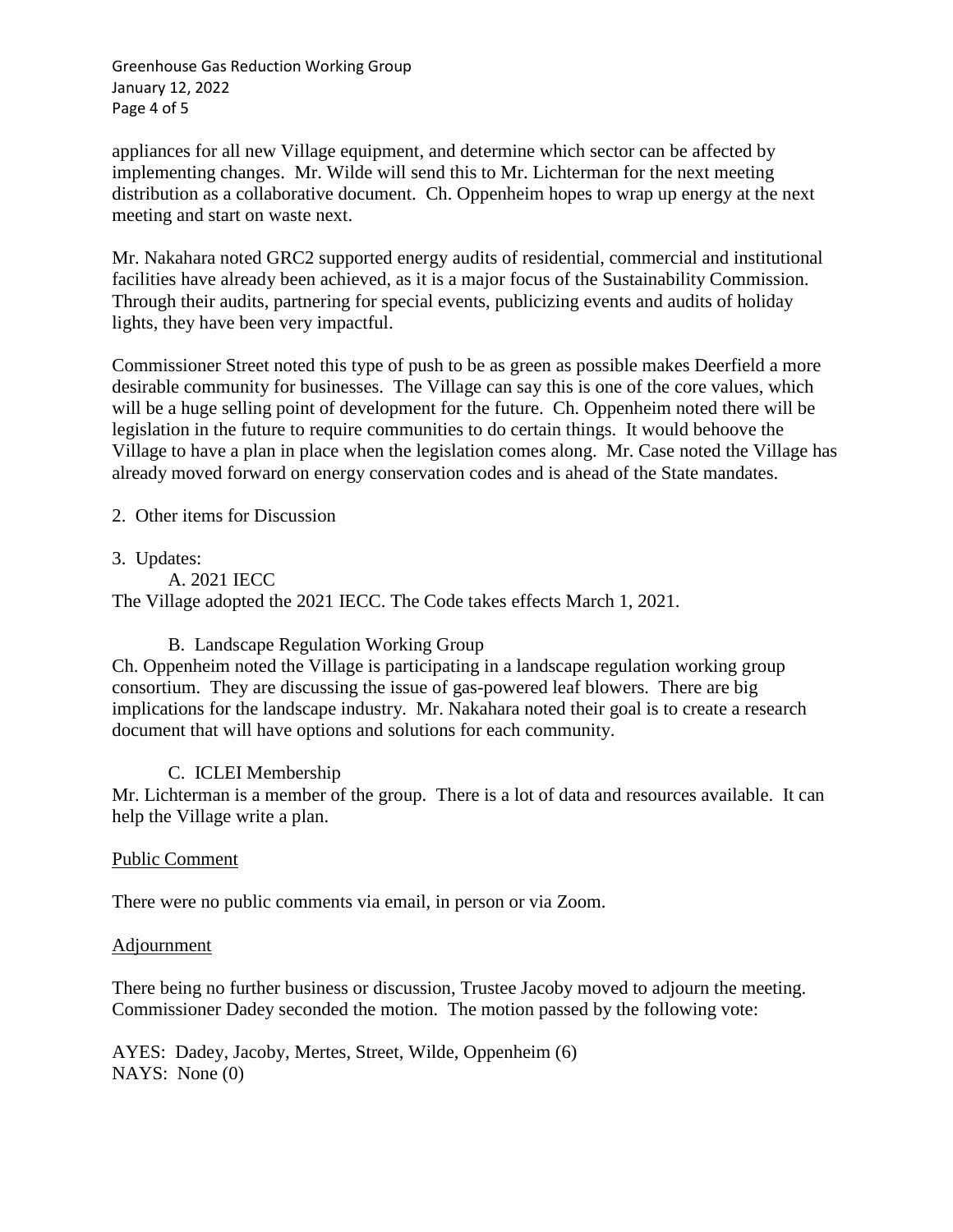appliances for all new Village equipment, and determine which sector can be affected by implementing changes. Mr. Wilde will send this to Mr. Lichterman for the next meeting distribution as a collaborative document. Ch. Oppenheim hopes to wrap up energy at the next meeting and start on waste next.

Mr. Nakahara noted GRC2 supported energy audits of residential, commercial and institutional facilities have already been achieved, as it is a major focus of the Sustainability Commission. Through their audits, partnering for special events, publicizing events and audits of holiday lights, they have been very impactful.

Commissioner Street noted this type of push to be as green as possible makes Deerfield a more desirable community for businesses. The Village can say this is one of the core values, which will be a huge selling point of development for the future. Ch. Oppenheim noted there will be legislation in the future to require communities to do certain things. It would behoove the Village to have a plan in place when the legislation comes along. Mr. Case noted the Village has already moved forward on energy conservation codes and is ahead of the State mandates.

2. Other items for Discussion

3. Updates:

A. 2021 IECC

The Village adopted the 2021 IECC. The Code takes effects March 1, 2021.

B. Landscape Regulation Working Group

Ch. Oppenheim noted the Village is participating in a landscape regulation working group consortium. They are discussing the issue of gas-powered leaf blowers. There are big implications for the landscape industry. Mr. Nakahara noted their goal is to create a research document that will have options and solutions for each community.

C. ICLEI Membership

Mr. Lichterman is a member of the group. There is a lot of data and resources available. It can help the Village write a plan.

## Public Comment

There were no public comments via email, in person or via Zoom.

## Adjournment

There being no further business or discussion, Trustee Jacoby moved to adjourn the meeting. Commissioner Dadey seconded the motion. The motion passed by the following vote:

AYES: Dadey, Jacoby, Mertes, Street, Wilde, Oppenheim (6)
NAYS: None (0)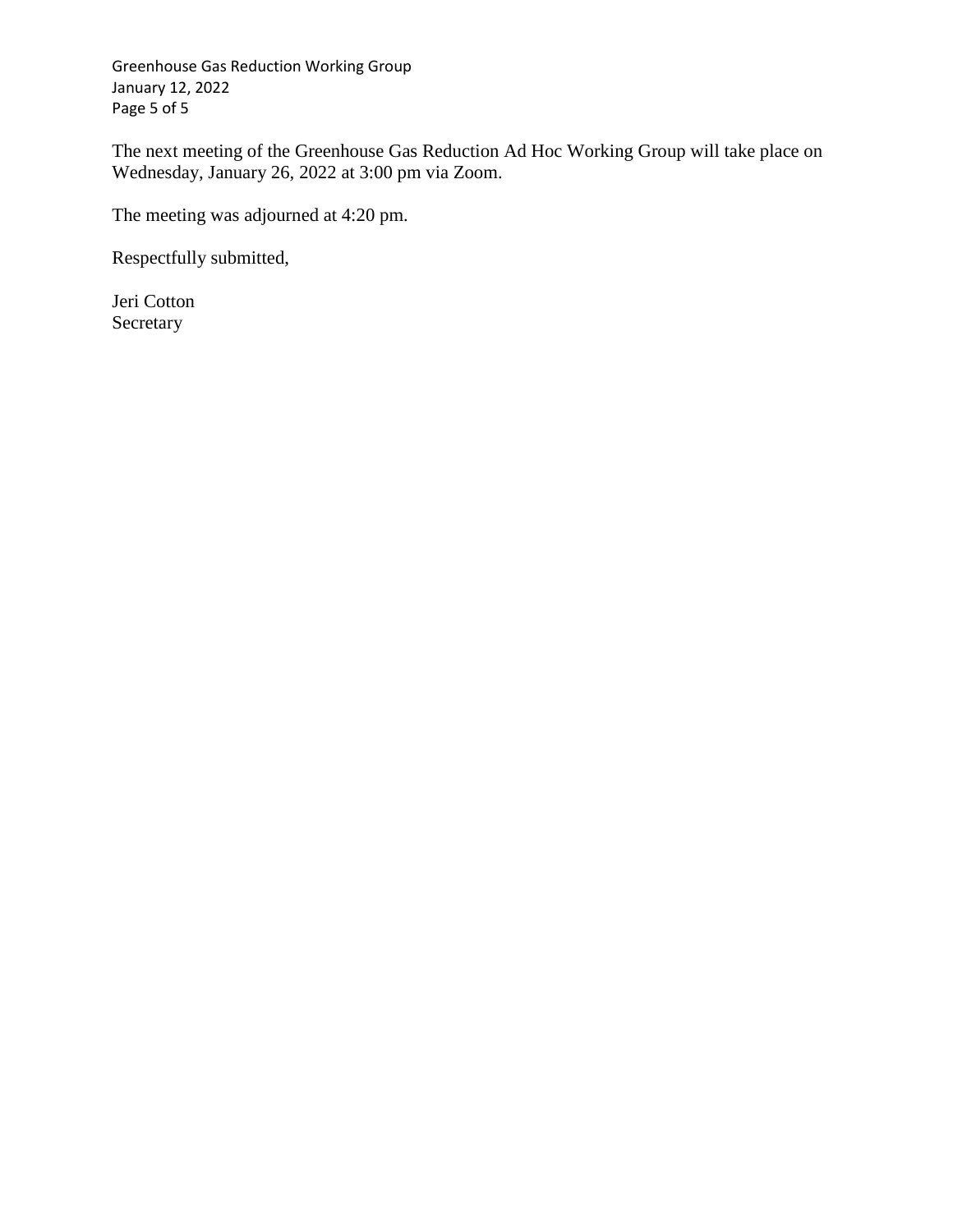The next meeting of the Greenhouse Gas Reduction Ad Hoc Working Group will take place on Wednesday, January 26, 2022 at 3:00 pm via Zoom.

The meeting was adjourned at 4:20 pm.

Respectfully submitted,

Jeri Cotton
Secretary